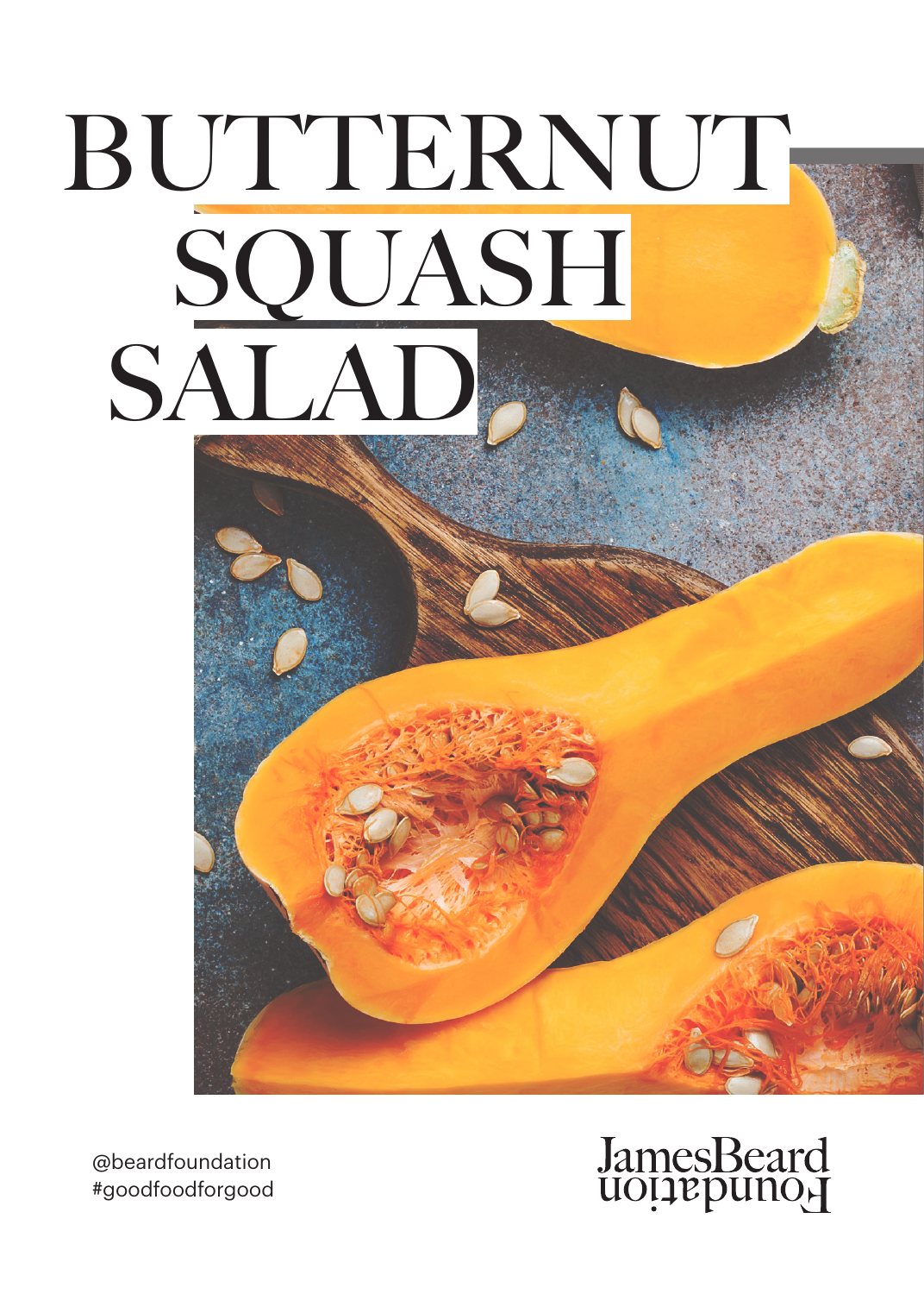# BUTTERNUT SQUASH SALAD

@beardfoundation
#goodfoodforgood

James Beard Foundation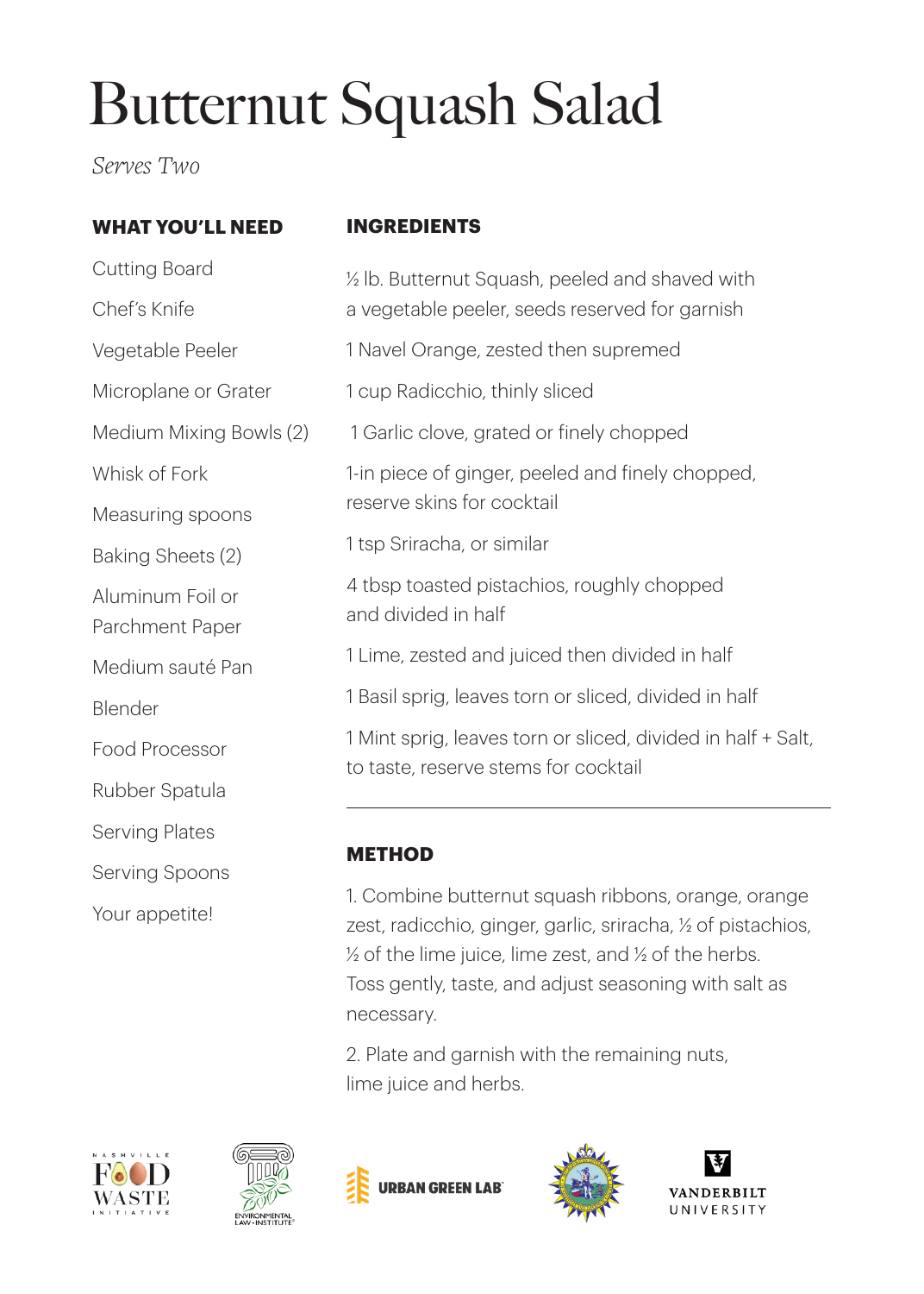# Butternut Squash Salad

*Serves Two*

## WHAT YOU'LL NEED

- Cutting Board
- Chef's Knife
- Vegetable Peeler
- Microplane or Grater
- Medium Mixing Bowls (2)
- Whisk of Fork
- Measuring spoons
- Baking Sheets (2)
- Aluminum Foil or Parchment Paper
- Medium sauté Pan
- Blender
- Food Processor
- Rubber Spatula
- Serving Plates
- Serving Spoons
- Your appetite!

## INGREDIENTS

- ½ lb. Butternut Squash, peeled and shaved with a vegetable peeler, seeds reserved for garnish
- 1 Navel Orange, zested then supremed
- 1 cup Radicchio, thinly sliced
- 1 Garlic clove, grated or finely chopped
- 1-in piece of ginger, peeled and finely chopped, reserve skins for cocktail
- 1 tsp Sriracha, or similar
- 4 tbsp toasted pistachios, roughly chopped and divided in half
- 1 Lime, zested and juiced then divided in half
- 1 Basil sprig, leaves torn or sliced, divided in half
- 1 Mint sprig, leaves torn or sliced, divided in half + Salt, to taste, reserve stems for cocktail

---

## METHOD

1. Combine butternut squash ribbons, orange, orange zest, radicchio, ginger, garlic, sriracha, ½ of pistachios, ½ of the lime juice, lime zest, and ½ of the herbs. Toss gently, taste, and adjust seasoning with salt as necessary.

2. Plate and garnish with the remaining nuts, lime juice and herbs.

NASHVILLE FOOD WASTE INITIATIVE

ENVIRONMENTAL LAW INSTITUTE

URBAN GREEN LAB

VANDERBILT UNIVERSITY